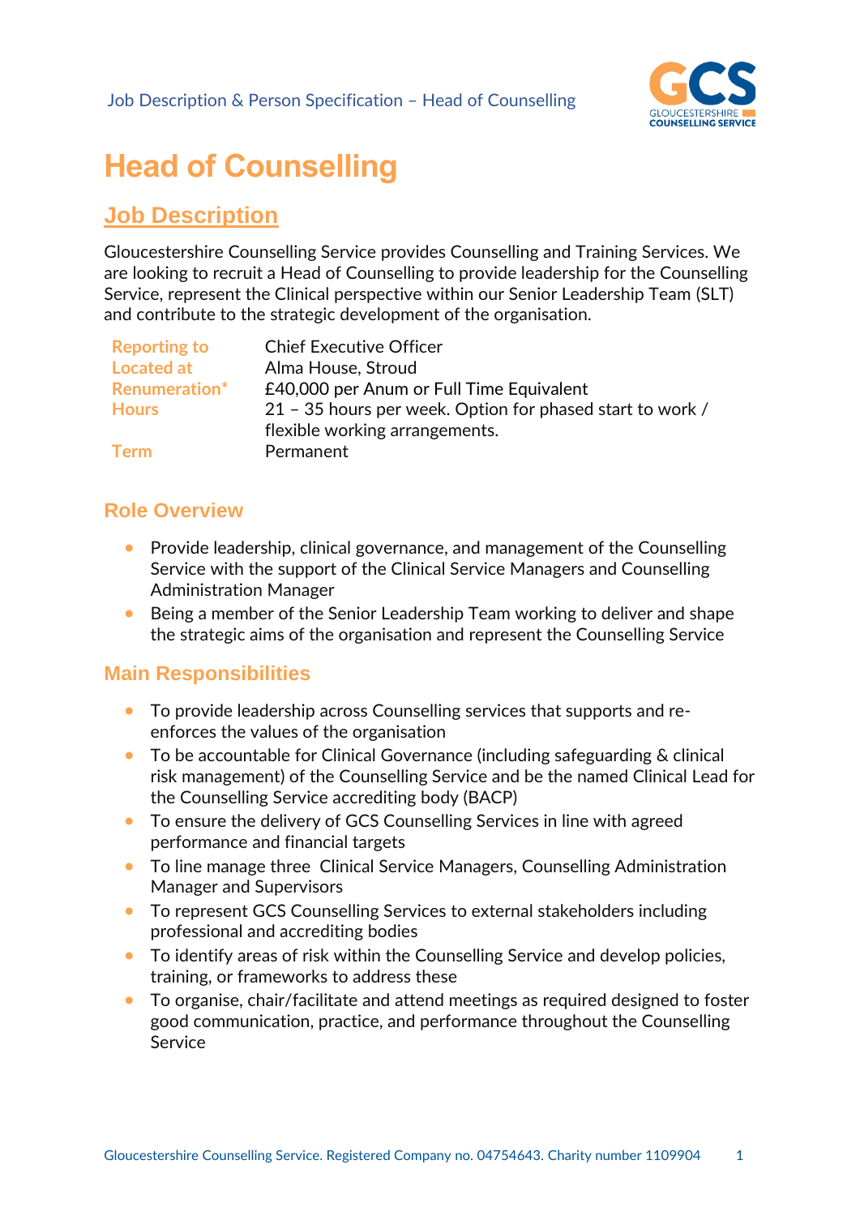# Head of Counselling

## Job Description

Gloucestershire Counselling Service provides Counselling and Training Services. We are looking to recruit a Head of Counselling to provide leadership for the Counselling Service, represent the Clinical perspective within our Senior Leadership Team (SLT) and contribute to the strategic development of the organisation.

| | |
|---|---|
| **Reporting to** | Chief Executive Officer |
| **Located at** | Alma House, Stroud |
| **Renumeration*** | £40,000 per Anum or Full Time Equivalent |
| **Hours** | 21 – 35 hours per week. Option for phased start to work / flexible working arrangements. |
| **Term** | Permanent |

### Role Overview

- Provide leadership, clinical governance, and management of the Counselling Service with the support of the Clinical Service Managers and Counselling Administration Manager
- Being a member of the Senior Leadership Team working to deliver and shape the strategic aims of the organisation and represent the Counselling Service

### Main Responsibilities

- To provide leadership across Counselling services that supports and re-enforces the values of the organisation
- To be accountable for Clinical Governance (including safeguarding & clinical risk management) of the Counselling Service and be the named Clinical Lead for the Counselling Service accrediting body (BACP)
- To ensure the delivery of GCS Counselling Services in line with agreed performance and financial targets
- To line manage three Clinical Service Managers, Counselling Administration Manager and Supervisors
- To represent GCS Counselling Services to external stakeholders including professional and accrediting bodies
- To identify areas of risk within the Counselling Service and develop policies, training, or frameworks to address these
- To organise, chair/facilitate and attend meetings as required designed to foster good communication, practice, and performance throughout the Counselling Service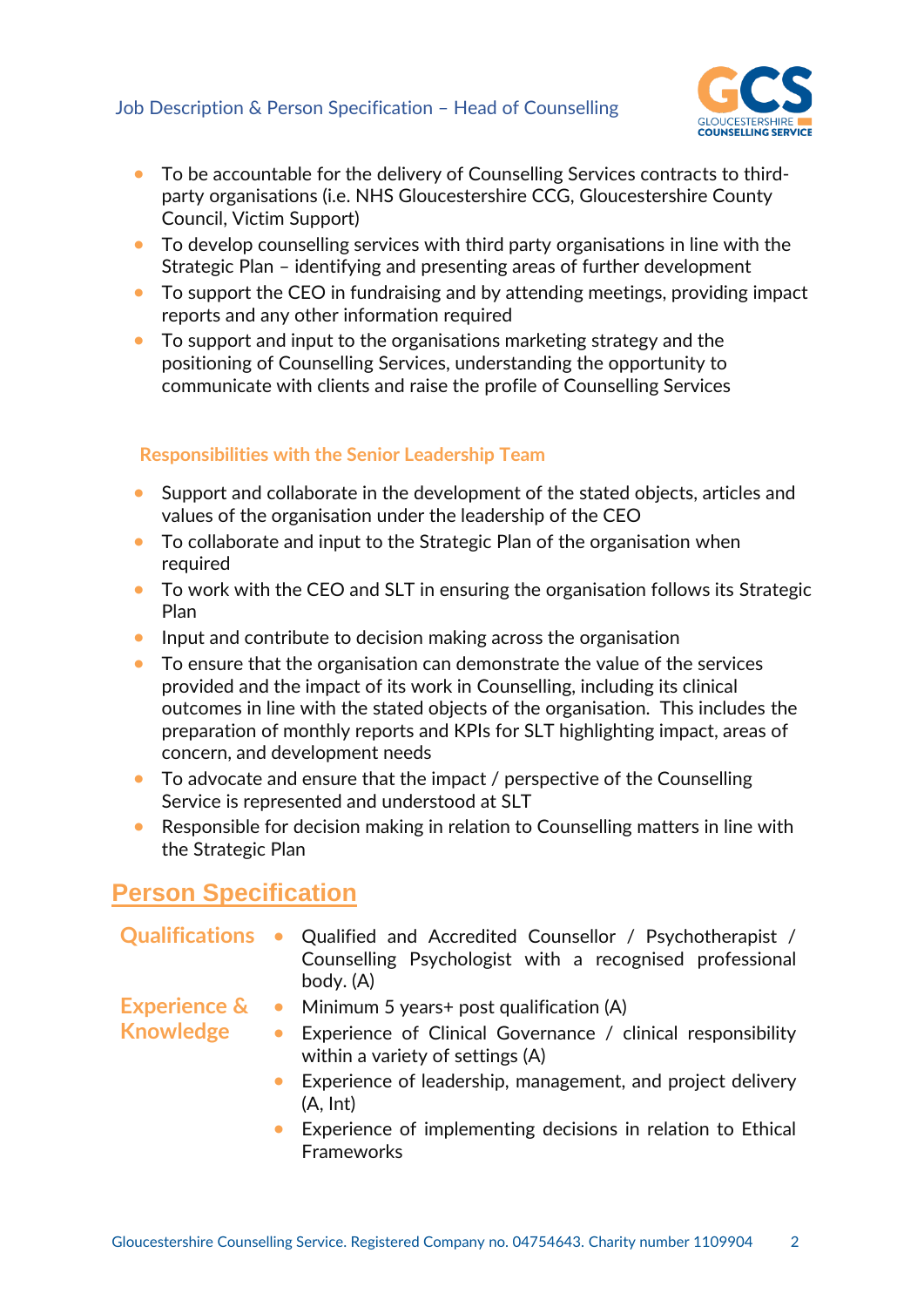- To be accountable for the delivery of Counselling Services contracts to third-party organisations (i.e. NHS Gloucestershire CCG, Gloucestershire County Council, Victim Support)
- To develop counselling services with third party organisations in line with the Strategic Plan – identifying and presenting areas of further development
- To support the CEO in fundraising and by attending meetings, providing impact reports and any other information required
- To support and input to the organisations marketing strategy and the positioning of Counselling Services, understanding the opportunity to communicate with clients and raise the profile of Counselling Services

### Responsibilities with the Senior Leadership Team

- Support and collaborate in the development of the stated objects, articles and values of the organisation under the leadership of the CEO
- To collaborate and input to the Strategic Plan of the organisation when required
- To work with the CEO and SLT in ensuring the organisation follows its Strategic Plan
- Input and contribute to decision making across the organisation
- To ensure that the organisation can demonstrate the value of the services provided and the impact of its work in Counselling, including its clinical outcomes in line with the stated objects of the organisation. This includes the preparation of monthly reports and KPIs for SLT highlighting impact, areas of concern, and development needs
- To advocate and ensure that the impact / perspective of the Counselling Service is represented and understood at SLT
- Responsible for decision making in relation to Counselling matters in line with the Strategic Plan

## Person Specification

| | |
|---|---|
| **Qualifications** | • Qualified and Accredited Counsellor / Psychotherapist / Counselling Psychologist with a recognised professional body. (A) |
| **Experience & Knowledge** | • Minimum 5 years+ post qualification (A)<br>• Experience of Clinical Governance / clinical responsibility within a variety of settings (A)<br>• Experience of leadership, management, and project delivery (A, Int)<br>• Experience of implementing decisions in relation to Ethical Frameworks |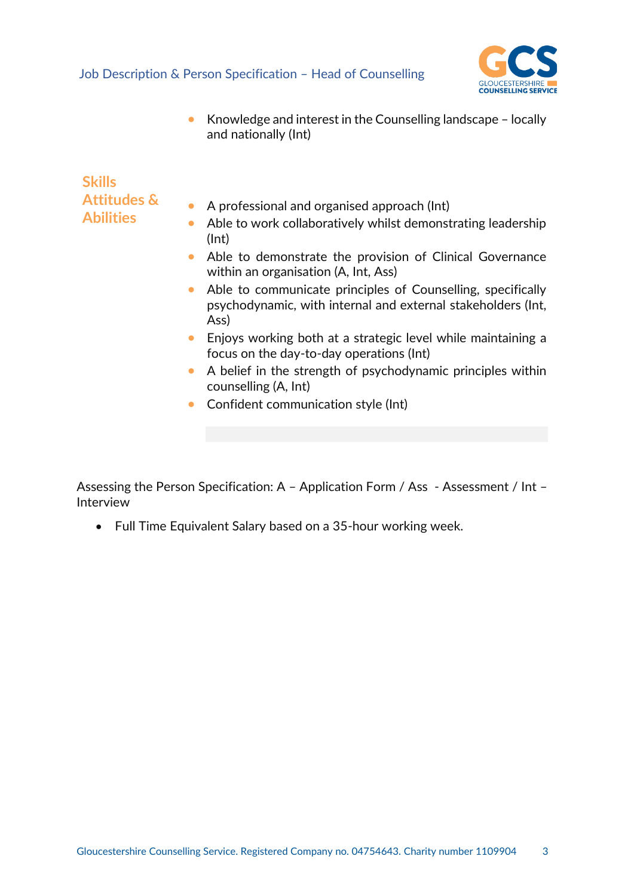- Knowledge and interest in the Counselling landscape – locally and nationally (Int)

**Skills Attitudes & Abilities**

- A professional and organised approach (Int)
- Able to work collaboratively whilst demonstrating leadership (Int)
- Able to demonstrate the provision of Clinical Governance within an organisation (A, Int, Ass)
- Able to communicate principles of Counselling, specifically psychodynamic, with internal and external stakeholders (Int, Ass)
- Enjoys working both at a strategic level while maintaining a focus on the day-to-day operations (Int)
- A belief in the strength of psychodynamic principles within counselling (A, Int)
- Confident communication style (Int)

Assessing the Person Specification: A – Application Form / Ass - Assessment / Int – Interview

- Full Time Equivalent Salary based on a 35-hour working week.